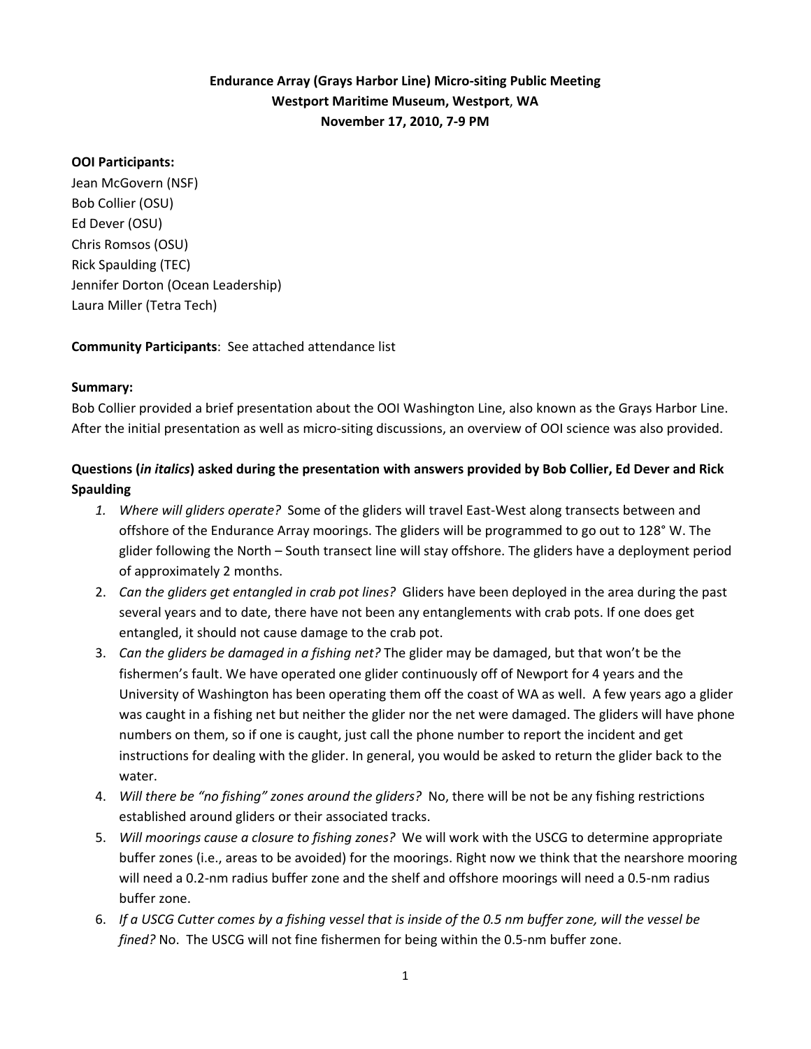**Endurance Array (Grays Harbor Line) Micro-siting Public Meeting**
**Westport Maritime Museum, Westport, WA**
**November 17, 2010, 7-9 PM**

**OOI Participants:**
Jean McGovern (NSF)
Bob Collier (OSU)
Ed Dever (OSU)
Chris Romsos (OSU)
Rick Spaulding (TEC)
Jennifer Dorton (Ocean Leadership)
Laura Miller (Tetra Tech)

**Community Participants**: See attached attendance list

**Summary:**
Bob Collier provided a brief presentation about the OOI Washington Line, also known as the Grays Harbor Line. After the initial presentation as well as micro-siting discussions, an overview of OOI science was also provided.

**Questions (*in italics*) asked during the presentation with answers provided by Bob Collier, Ed Dever and Rick Spaulding**

1. *Where will gliders operate?* Some of the gliders will travel East-West along transects between and offshore of the Endurance Array moorings. The gliders will be programmed to go out to 128° W. The glider following the North – South transect line will stay offshore. The gliders have a deployment period of approximately 2 months.
2. *Can the gliders get entangled in crab pot lines?* Gliders have been deployed in the area during the past several years and to date, there have not been any entanglements with crab pots. If one does get entangled, it should not cause damage to the crab pot.
3. *Can the gliders be damaged in a fishing net?* The glider may be damaged, but that won't be the fishermen's fault. We have operated one glider continuously off of Newport for 4 years and the University of Washington has been operating them off the coast of WA as well. A few years ago a glider was caught in a fishing net but neither the glider nor the net were damaged. The gliders will have phone numbers on them, so if one is caught, just call the phone number to report the incident and get instructions for dealing with the glider. In general, you would be asked to return the glider back to the water.
4. *Will there be "no fishing" zones around the gliders?* No, there will be not be any fishing restrictions established around gliders or their associated tracks.
5. *Will moorings cause a closure to fishing zones?* We will work with the USCG to determine appropriate buffer zones (i.e., areas to be avoided) for the moorings. Right now we think that the nearshore mooring will need a 0.2-nm radius buffer zone and the shelf and offshore moorings will need a 0.5-nm radius buffer zone.
6. *If a USCG Cutter comes by a fishing vessel that is inside of the 0.5 nm buffer zone, will the vessel be fined?* No. The USCG will not fine fishermen for being within the 0.5-nm buffer zone.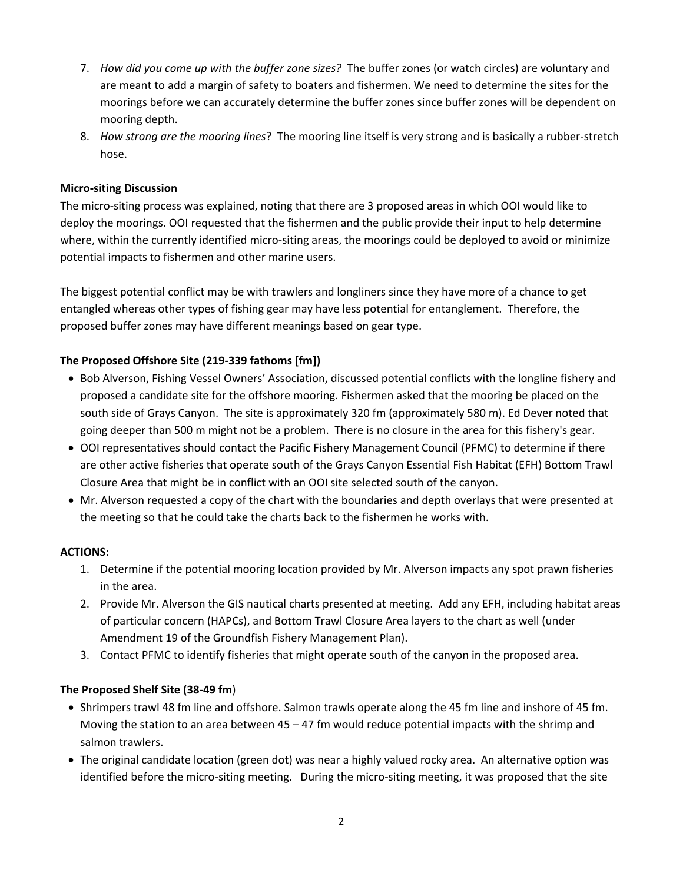7. *How did you come up with the buffer zone sizes?* The buffer zones (or watch circles) are voluntary and are meant to add a margin of safety to boaters and fishermen. We need to determine the sites for the moorings before we can accurately determine the buffer zones since buffer zones will be dependent on mooring depth.
8. *How strong are the mooring lines*? The mooring line itself is very strong and is basically a rubber-stretch hose.

**Micro-siting Discussion**

The micro-siting process was explained, noting that there are 3 proposed areas in which OOI would like to deploy the moorings. OOI requested that the fishermen and the public provide their input to help determine where, within the currently identified micro-siting areas, the moorings could be deployed to avoid or minimize potential impacts to fishermen and other marine users.

The biggest potential conflict may be with trawlers and longliners since they have more of a chance to get entangled whereas other types of fishing gear may have less potential for entanglement. Therefore, the proposed buffer zones may have different meanings based on gear type.

**The Proposed Offshore Site (219-339 fathoms [fm])**

- Bob Alverson, Fishing Vessel Owners' Association, discussed potential conflicts with the longline fishery and proposed a candidate site for the offshore mooring. Fishermen asked that the mooring be placed on the south side of Grays Canyon. The site is approximately 320 fm (approximately 580 m). Ed Dever noted that going deeper than 500 m might not be a problem. There is no closure in the area for this fishery's gear.
- OOI representatives should contact the Pacific Fishery Management Council (PFMC) to determine if there are other active fisheries that operate south of the Grays Canyon Essential Fish Habitat (EFH) Bottom Trawl Closure Area that might be in conflict with an OOI site selected south of the canyon.
- Mr. Alverson requested a copy of the chart with the boundaries and depth overlays that were presented at the meeting so that he could take the charts back to the fishermen he works with.

**ACTIONS:**

1. Determine if the potential mooring location provided by Mr. Alverson impacts any spot prawn fisheries in the area.
2. Provide Mr. Alverson the GIS nautical charts presented at meeting. Add any EFH, including habitat areas of particular concern (HAPCs), and Bottom Trawl Closure Area layers to the chart as well (under Amendment 19 of the Groundfish Fishery Management Plan).
3. Contact PFMC to identify fisheries that might operate south of the canyon in the proposed area.

**The Proposed Shelf Site (38-49 fm**)

- Shrimpers trawl 48 fm line and offshore. Salmon trawls operate along the 45 fm line and inshore of 45 fm. Moving the station to an area between 45 – 47 fm would reduce potential impacts with the shrimp and salmon trawlers.
- The original candidate location (green dot) was near a highly valued rocky area. An alternative option was identified before the micro-siting meeting. During the micro-siting meeting, it was proposed that the site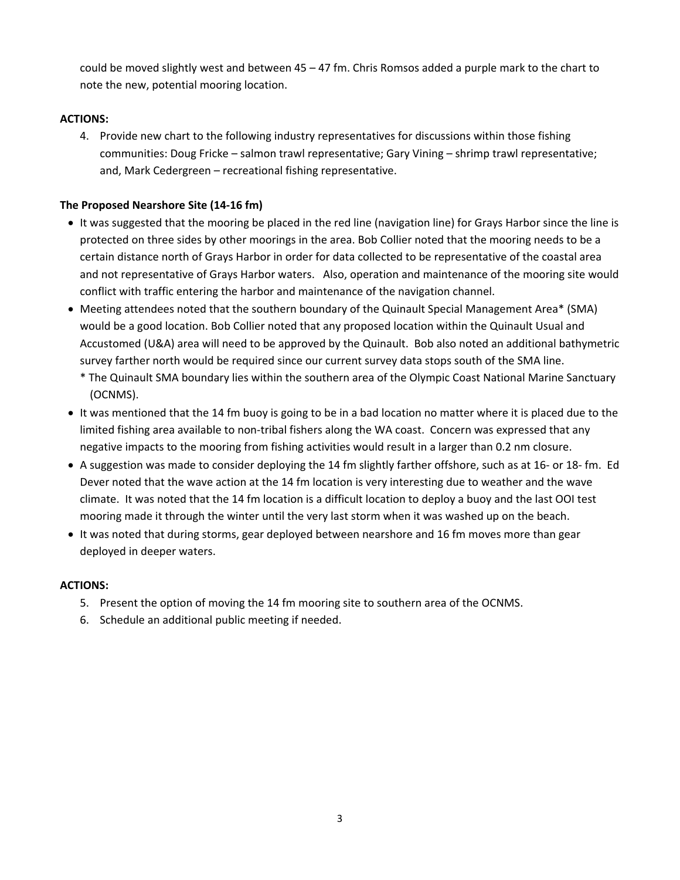could be moved slightly west and between 45 – 47 fm. Chris Romsos added a purple mark to the chart to note the new, potential mooring location.

**ACTIONS:**

4. Provide new chart to the following industry representatives for discussions within those fishing communities: Doug Fricke – salmon trawl representative; Gary Vining – shrimp trawl representative; and, Mark Cedergreen – recreational fishing representative.

**The Proposed Nearshore Site (14-16 fm)**

- It was suggested that the mooring be placed in the red line (navigation line) for Grays Harbor since the line is protected on three sides by other moorings in the area. Bob Collier noted that the mooring needs to be a certain distance north of Grays Harbor in order for data collected to be representative of the coastal area and not representative of Grays Harbor waters. Also, operation and maintenance of the mooring site would conflict with traffic entering the harbor and maintenance of the navigation channel.
- Meeting attendees noted that the southern boundary of the Quinault Special Management Area* (SMA) would be a good location. Bob Collier noted that any proposed location within the Quinault Usual and Accustomed (U&A) area will need to be approved by the Quinault. Bob also noted an additional bathymetric survey farther north would be required since our current survey data stops south of the SMA line.
  \* The Quinault SMA boundary lies within the southern area of the Olympic Coast National Marine Sanctuary (OCNMS).
- It was mentioned that the 14 fm buoy is going to be in a bad location no matter where it is placed due to the limited fishing area available to non-tribal fishers along the WA coast. Concern was expressed that any negative impacts to the mooring from fishing activities would result in a larger than 0.2 nm closure.
- A suggestion was made to consider deploying the 14 fm slightly farther offshore, such as at 16- or 18- fm. Ed Dever noted that the wave action at the 14 fm location is very interesting due to weather and the wave climate. It was noted that the 14 fm location is a difficult location to deploy a buoy and the last OOI test mooring made it through the winter until the very last storm when it was washed up on the beach.
- It was noted that during storms, gear deployed between nearshore and 16 fm moves more than gear deployed in deeper waters.

**ACTIONS:**

5. Present the option of moving the 14 fm mooring site to southern area of the OCNMS.
6. Schedule an additional public meeting if needed.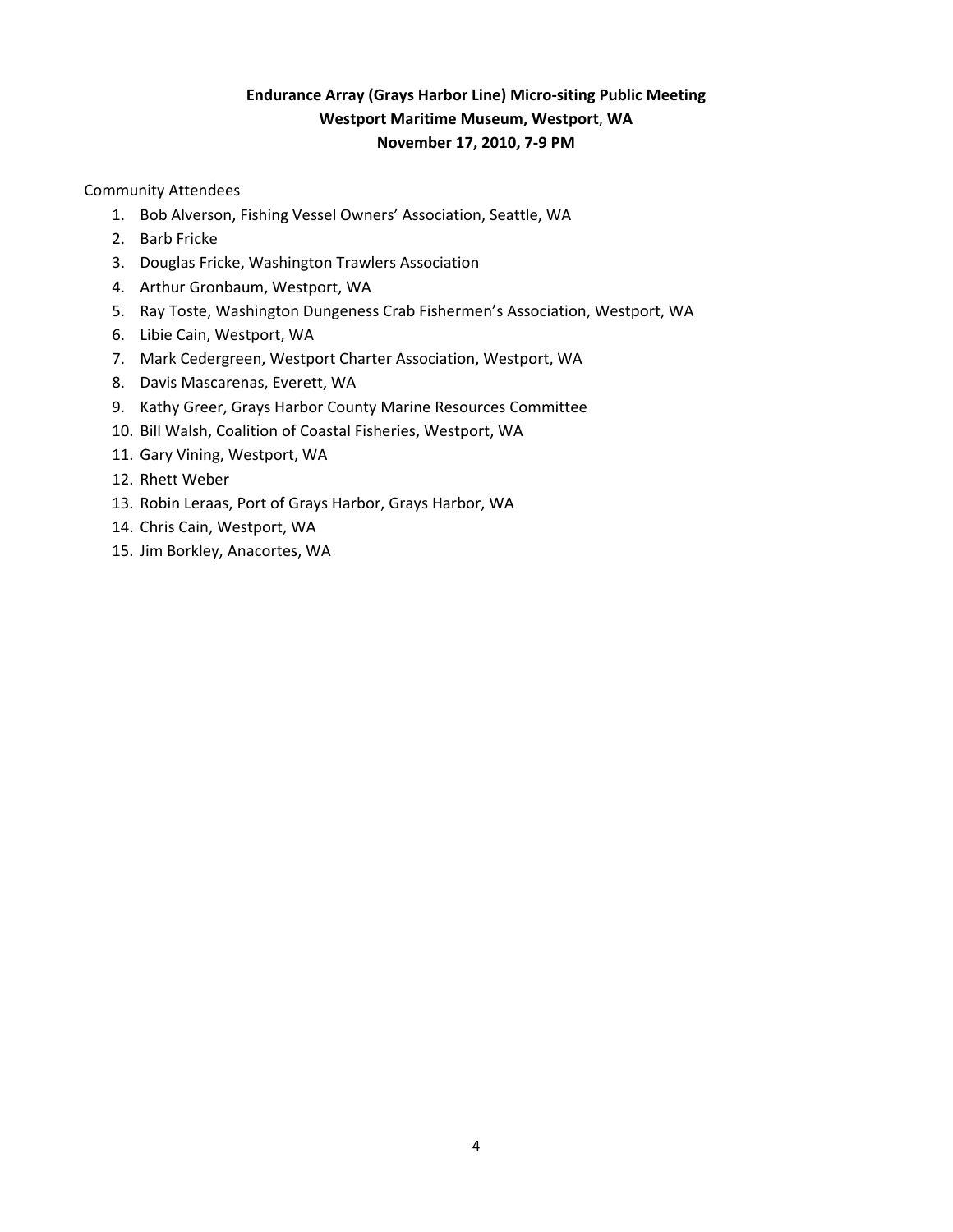**Endurance Array (Grays Harbor Line) Micro-siting Public Meeting**
**Westport Maritime Museum, Westport, WA**
**November 17, 2010, 7-9 PM**

Community Attendees

1. Bob Alverson, Fishing Vessel Owners' Association, Seattle, WA
2. Barb Fricke
3. Douglas Fricke, Washington Trawlers Association
4. Arthur Gronbaum, Westport, WA
5. Ray Toste, Washington Dungeness Crab Fishermen's Association, Westport, WA
6. Libie Cain, Westport, WA
7. Mark Cedergreen, Westport Charter Association, Westport, WA
8. Davis Mascarenas, Everett, WA
9. Kathy Greer, Grays Harbor County Marine Resources Committee
10. Bill Walsh, Coalition of Coastal Fisheries, Westport, WA
11. Gary Vining, Westport, WA
12. Rhett Weber
13. Robin Leraas, Port of Grays Harbor, Grays Harbor, WA
14. Chris Cain, Westport, WA
15. Jim Borkley, Anacortes, WA